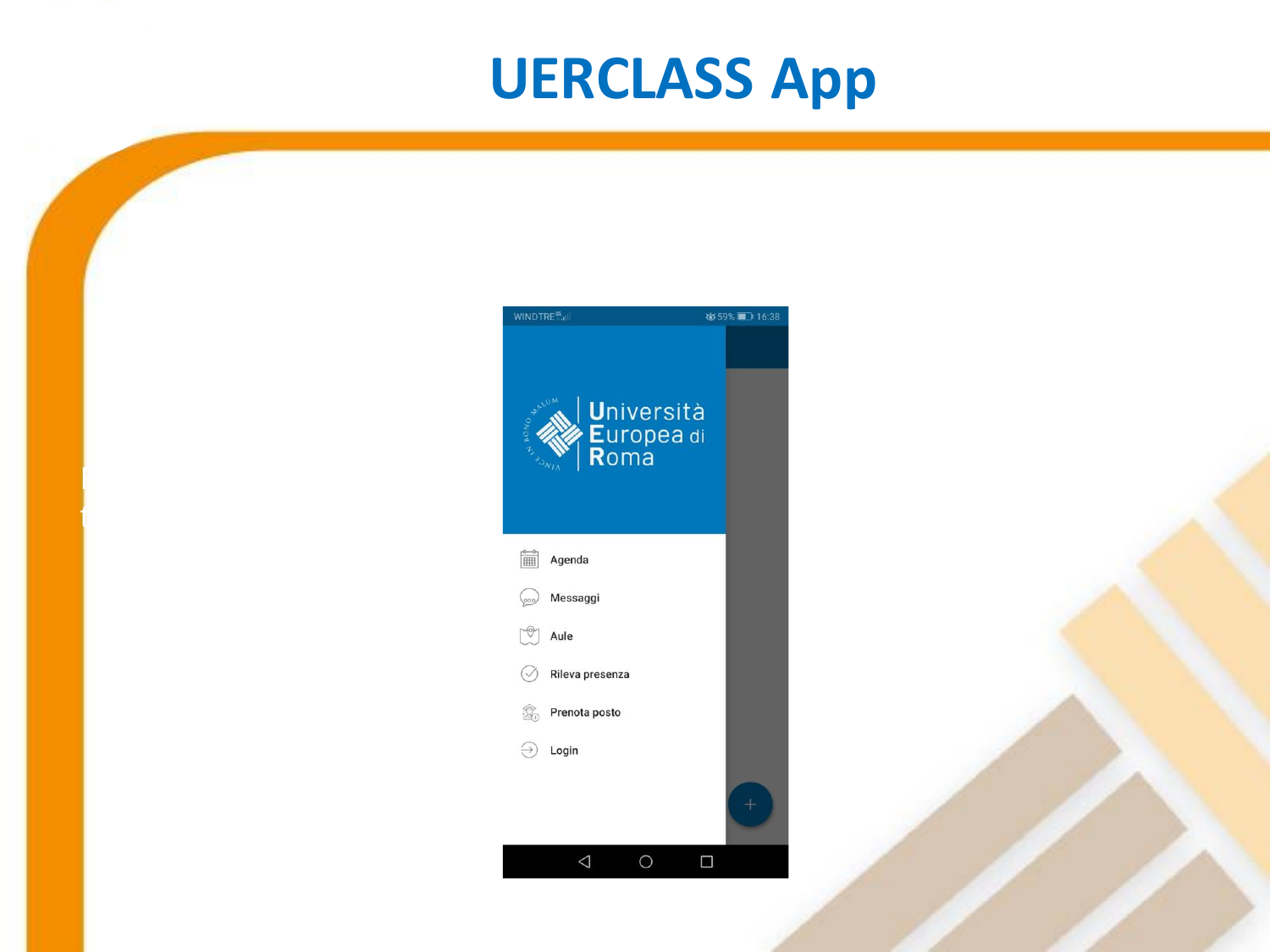# UERCLASS App

Università Europea di Roma

- Agenda
- Messaggi
- Aule
- Rileva presenza
- Prenota posto
- Login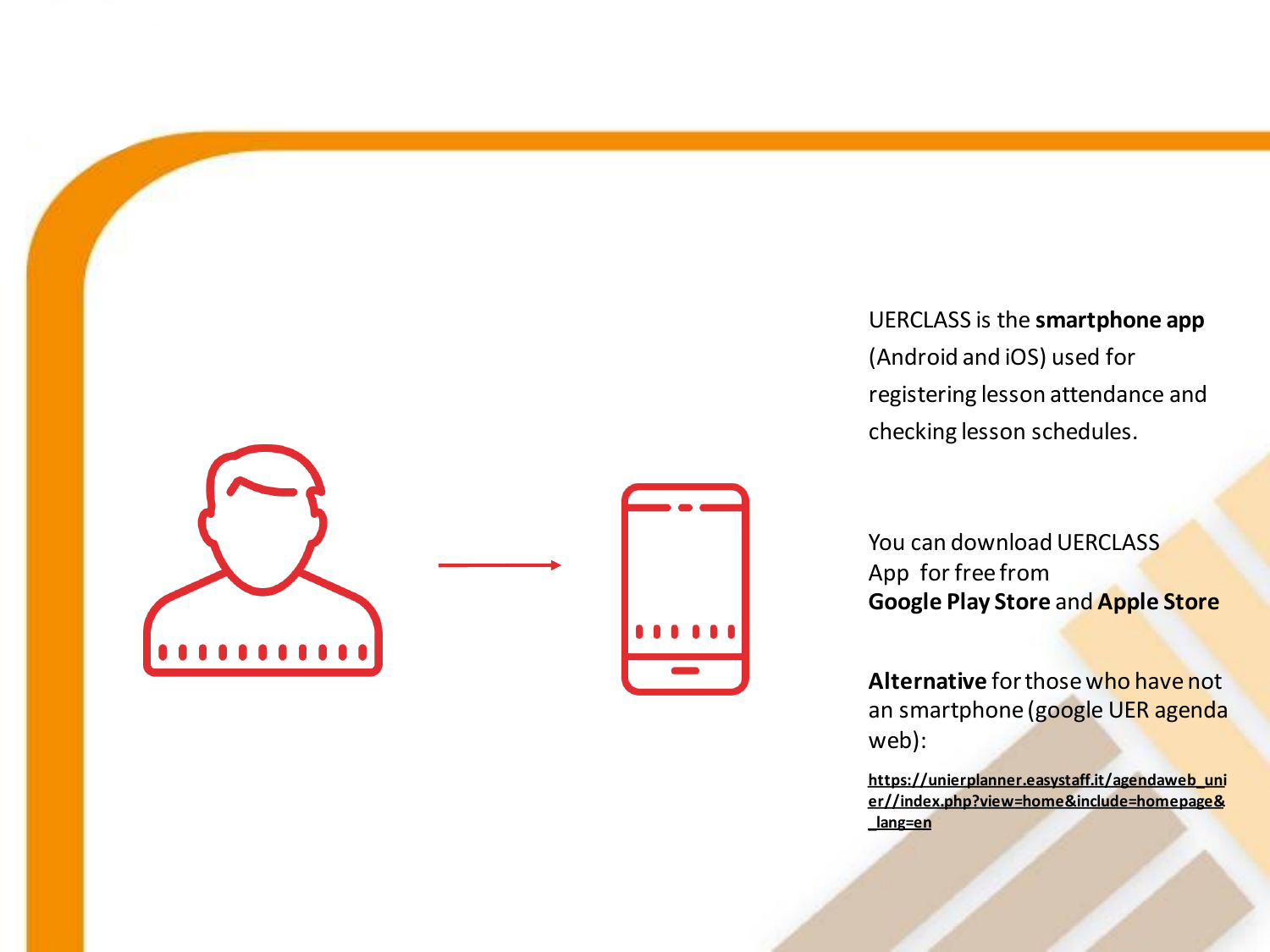UERCLASS is the **smartphone app** (Android and iOS) used for registering lesson attendance and checking lesson schedules.

You can download UERCLASS App for free from **Google Play Store** and **Apple Store**

**Alternative** for those who have not an smartphone (google UER agenda web):

**https://unierplanner.easystaff.it/agendaweb_unier//index.php?view=home&include=homepage&_lang=en**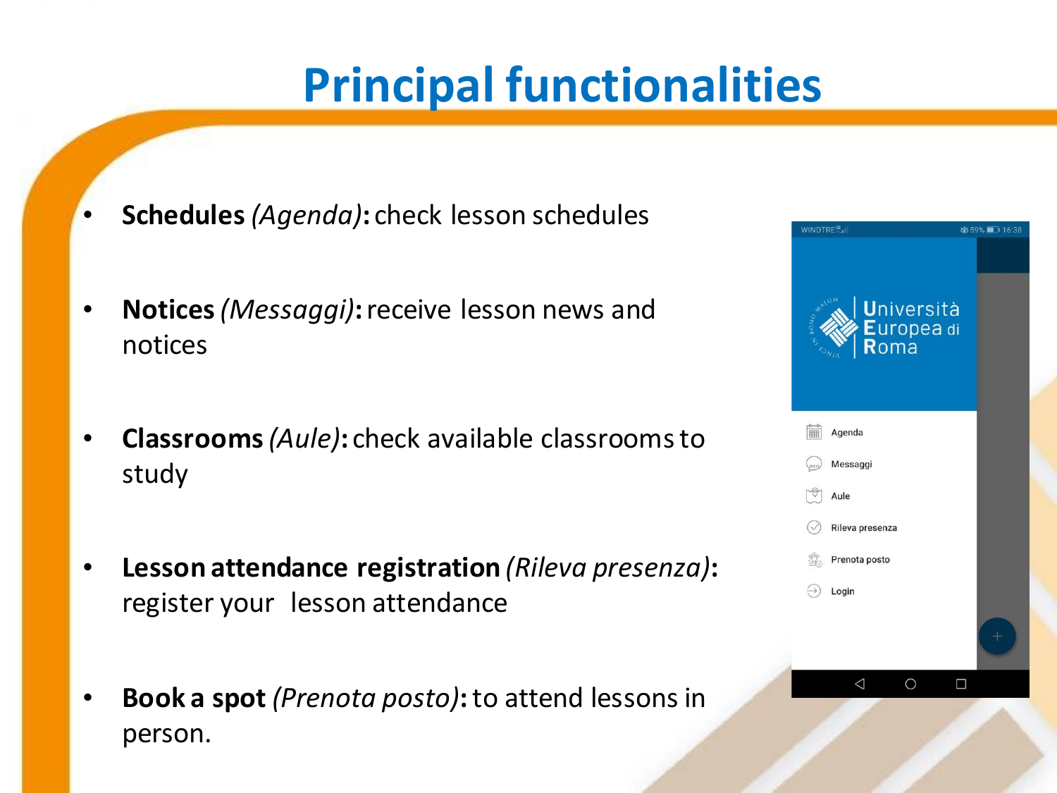# Principal functionalities

- **Schedules** *(Agenda)***:** check lesson schedules
- **Notices** *(Messaggi)***:** receive lesson news and notices
- **Classrooms** *(Aule)***:** check available classrooms to study
- **Lesson attendance registration** *(Rileva presenza)***:** register your lesson attendance
- **Book a spot** *(Prenota posto)***:** to attend lessons in person.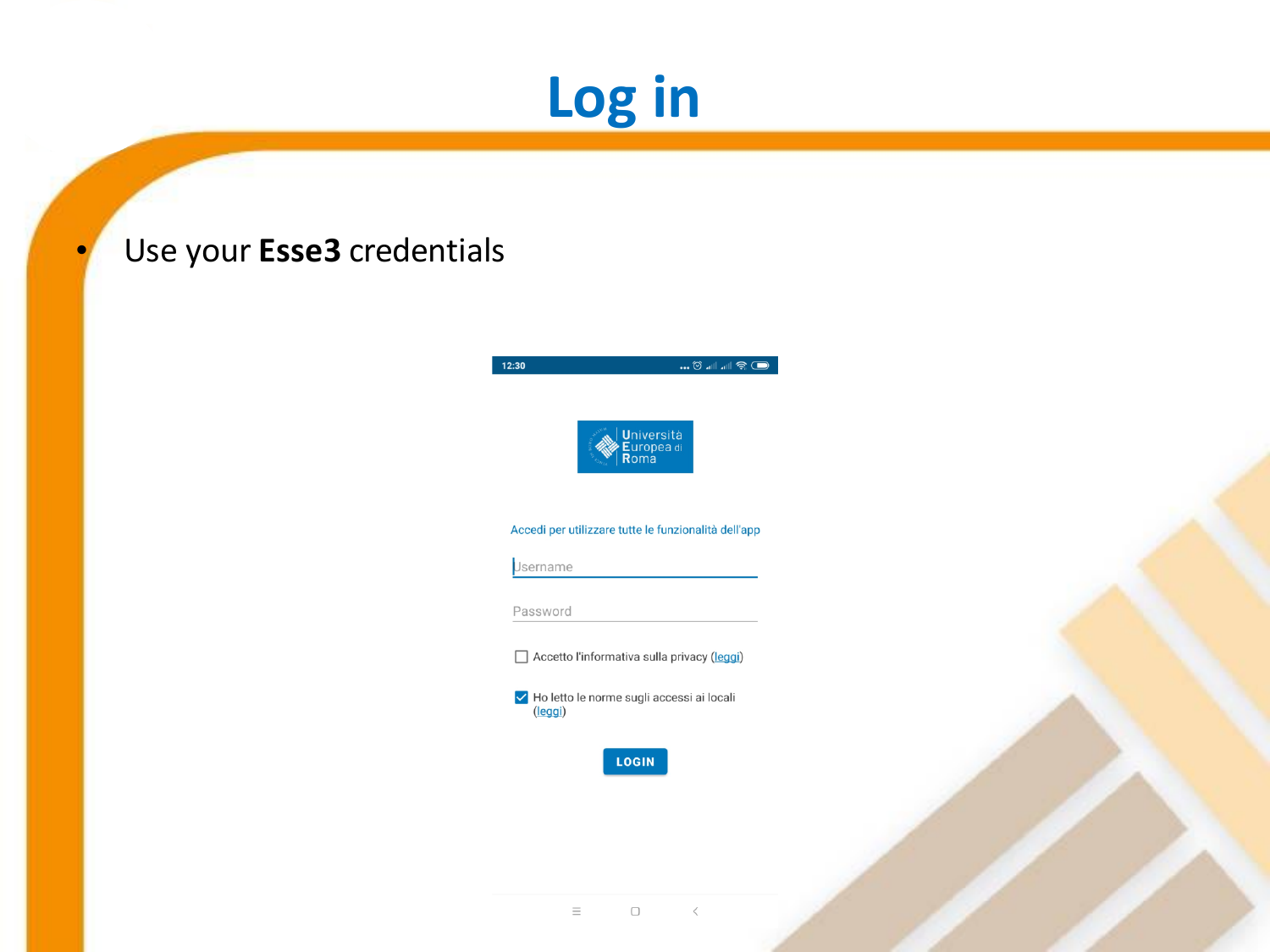# Log in

- Use your **Esse3** credentials

12:30

Università Europea di Roma

Accedi per utilizzare tutte le funzionalità dell'app

Username

Password

☐ Accetto l'informativa sulla privacy (leggi)

☑ Ho letto le norme sugli accessi ai locali (leggi)

LOGIN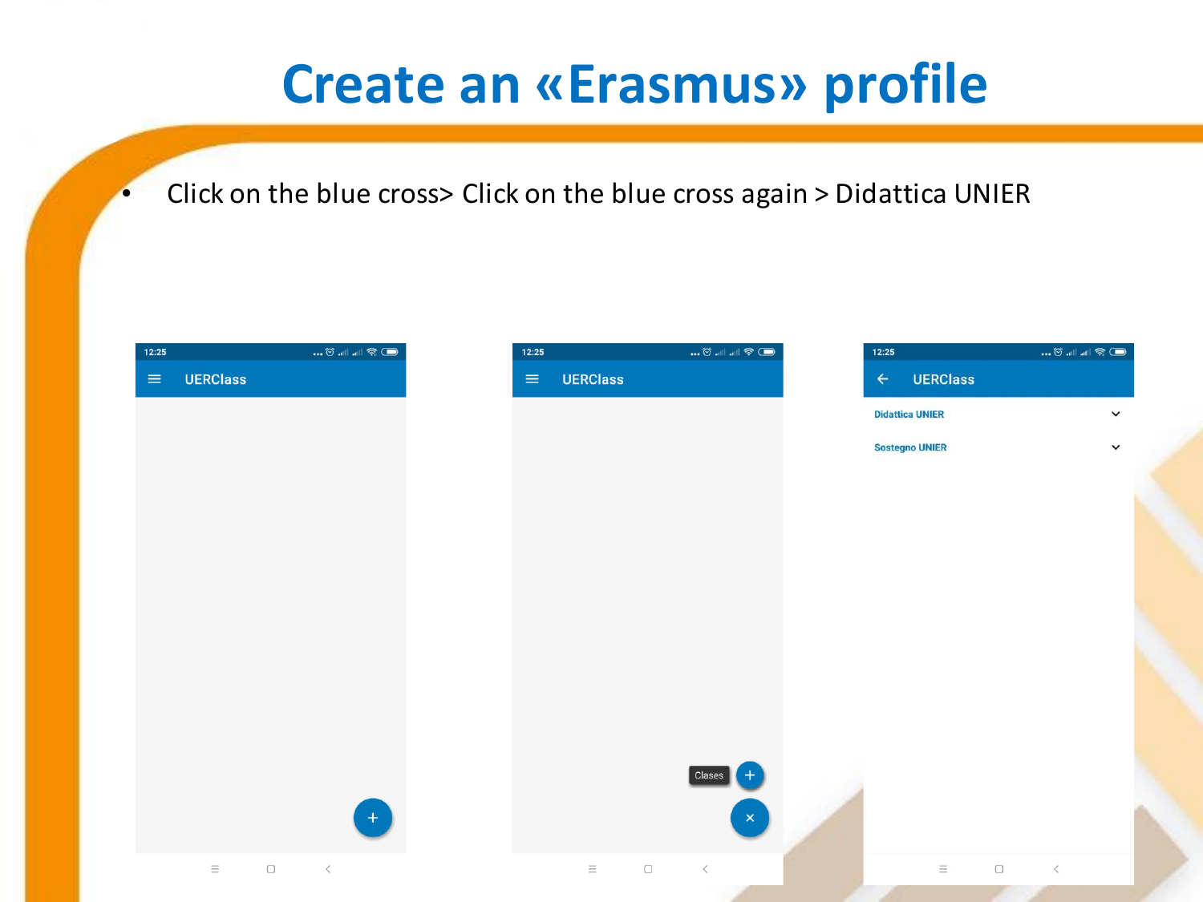# Create an «Erasmus» profile

- Click on the blue cross> Click on the blue cross again > Didattica UNIER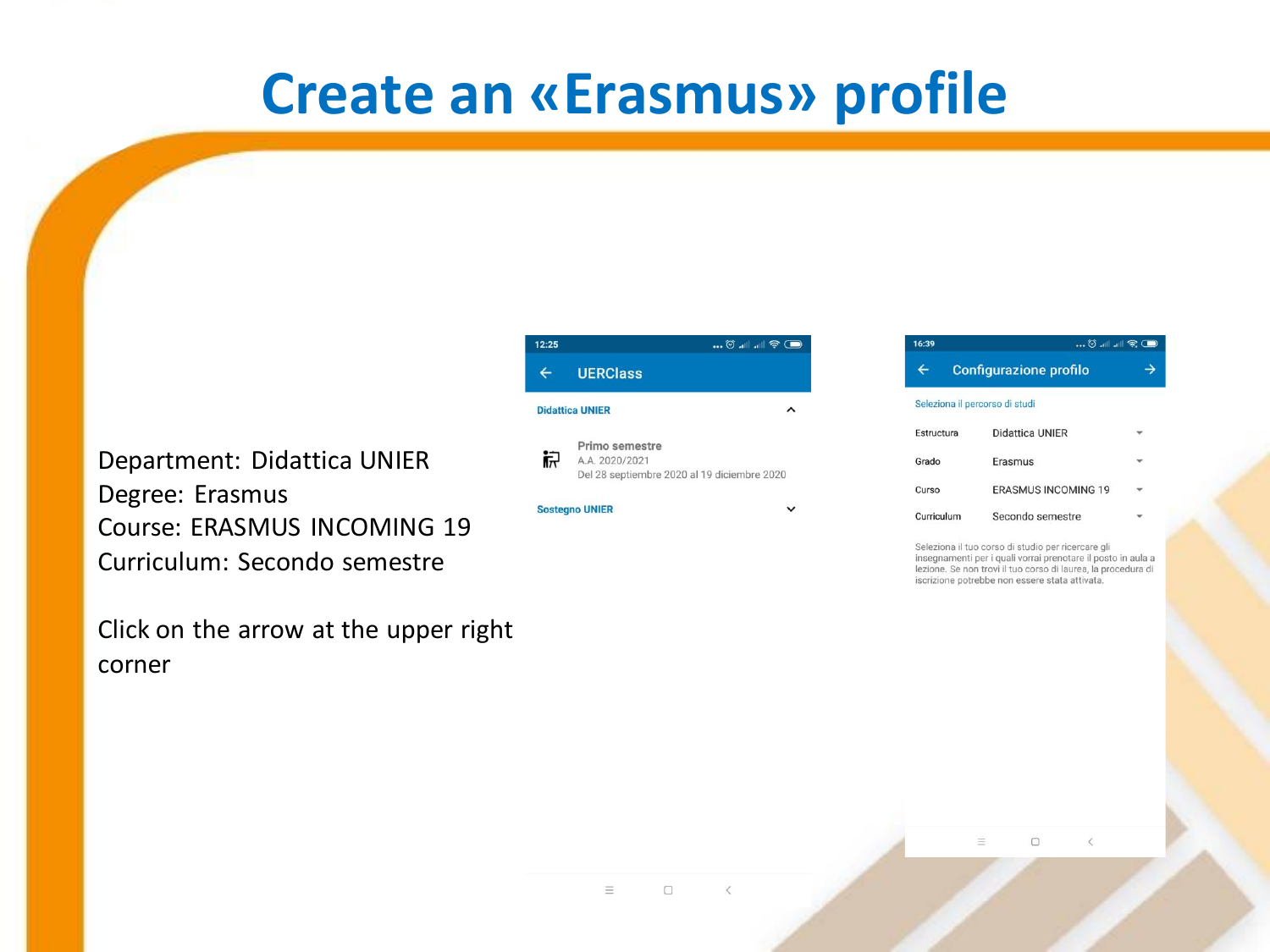# Create an «Erasmus» profile

Department: Didattica UNIER
Degree: Erasmus
Course: ERASMUS INCOMING 19
Curriculum: Secondo semestre

Click on the arrow at the upper right corner

12:25

UERClass

Didattica UNIER

Primo semestre
A.A. 2020/2021
Del 28 septiembre 2020 al 19 diciembre 2020

Sostegno UNIER

16:39

Configurazione profilo

Seleziona il percorso di studi

| | |
|---|---|
| Estructura | Didattica UNIER |
| Grado | Erasmus |
| Curso | ERASMUS INCOMING 19 |
| Curriculum | Secondo semestre |

Seleziona il tuo corso di studio per ricercare gli insegnamenti per i quali vorrai prenotare il posto in aula a lezione. Se non trovi il tuo corso di laurea, la procedura di iscrizione potrebbe non essere stata attivata.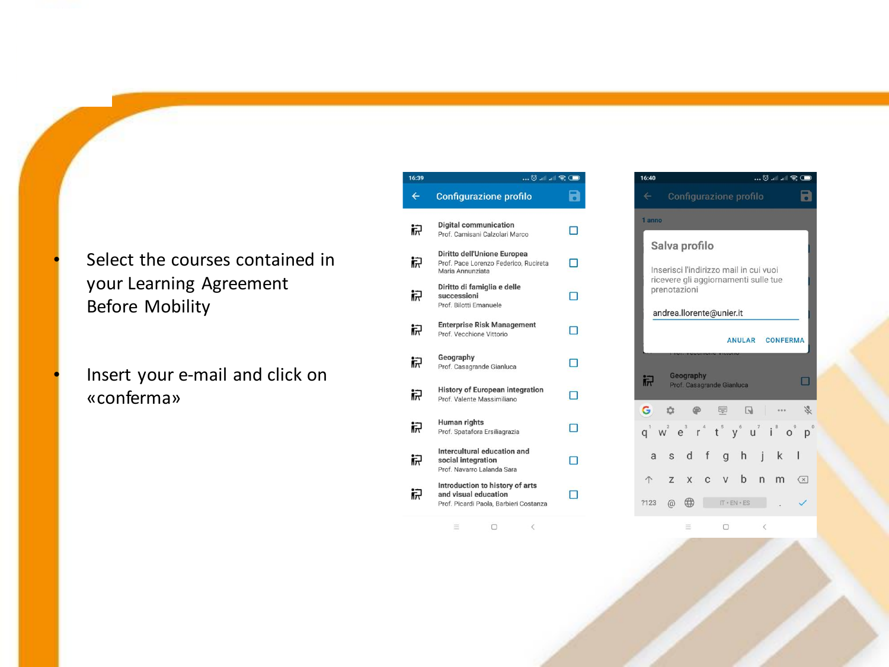- Select the courses contained in your Learning Agreement Before Mobility

- Insert your e-mail and click on «conferma»

16:39

Configurazione profilo

Digital communication
Prof. Camisani Calzolari Marco

Diritto dell'Unione Europea
Prof. Pace Lorenzo Federico, Rucireta Maria Annunziata

Diritto di famiglia e delle successioni
Prof. Bilotti Emanuele

Enterprise Risk Management
Prof. Vecchione Vittorio

Geography
Prof. Casagrande Gianluca

History of European integration
Prof. Valente Massimiliano

Human rights
Prof. Spatafora Ersiliagrazia

Intercultural education and social integration
Prof. Navarro Lalanda Sara

Introduction to history of arts and visual education
Prof. Picardi Paola, Barbieri Costanza

16:40

Configurazione profilo

1 anno

Salva profilo

Inserisci l'indirizzo mail in cui vuoi ricevere gli aggiornamenti sulle tue prenotazioni

andrea.llorente@unier.it

ANULAR CONFERMA

Geography
Prof. Casagrande Gianluca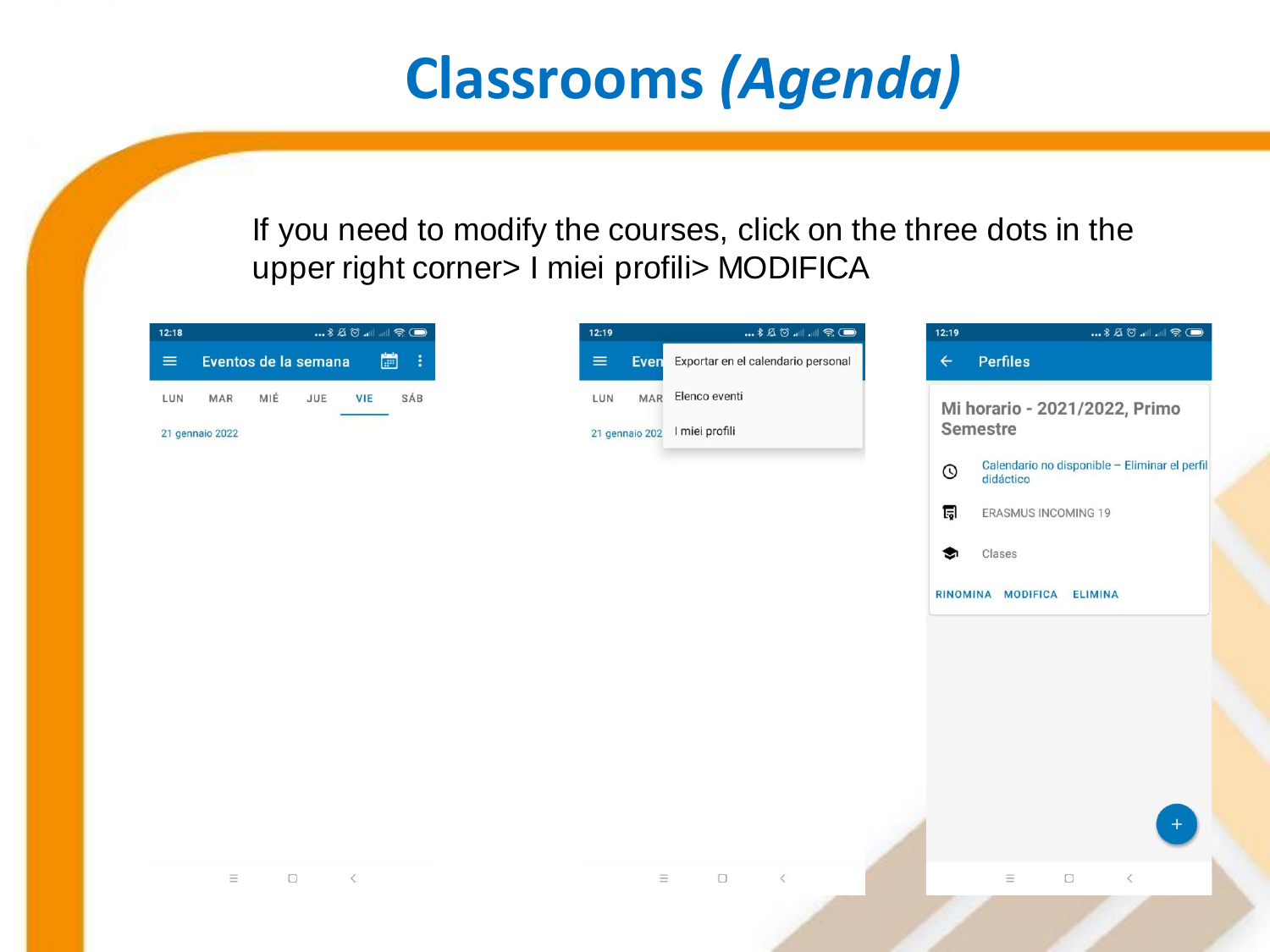# Classrooms *(Agenda)*

If you need to modify the courses, click on the three dots in the upper right corner> I miei profili> MODIFICA

12:18

Eventos de la semana

LUN MAR MIÉ JUE VIE SÁB

21 gennaio 2022

12:19

Exportar en el calendario personal

Elenco eventi

I miei profili

12:19

Perfiles

Mi horario - 2021/2022, Primo Semestre

Calendario no disponible – Eliminar el perfil didáctico

ERASMUS INCOMING 19

Clases

RINOMINA MODIFICA ELIMINA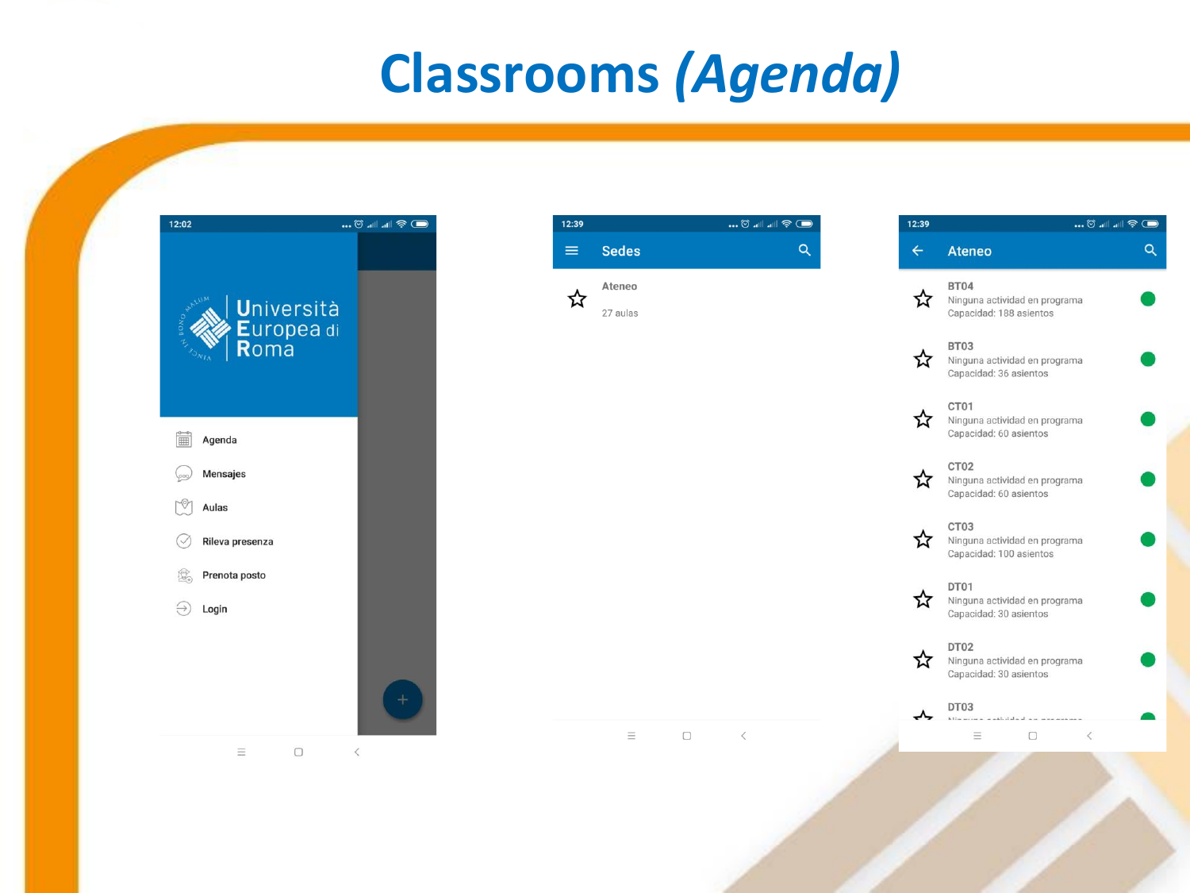# Classrooms *(Agenda)*

12:02

Università Europea di Roma

- Agenda
- Mensajes
- Aulas
- Rileva presenza
- Prenota posto
- Login

12:39

**Sedes**

Ateneo
27 aulas

12:39

**Ateneo**

BT04
Ninguna actividad en programa
Capacidad: 188 asientos

BT03
Ninguna actividad en programa
Capacidad: 36 asientos

CT01
Ninguna actividad en programa
Capacidad: 60 asientos

CT02
Ninguna actividad en programa
Capacidad: 60 asientos

CT03
Ninguna actividad en programa
Capacidad: 100 asientos

DT01
Ninguna actividad en programa
Capacidad: 30 asientos

DT02
Ninguna actividad en programa
Capacidad: 30 asientos

DT03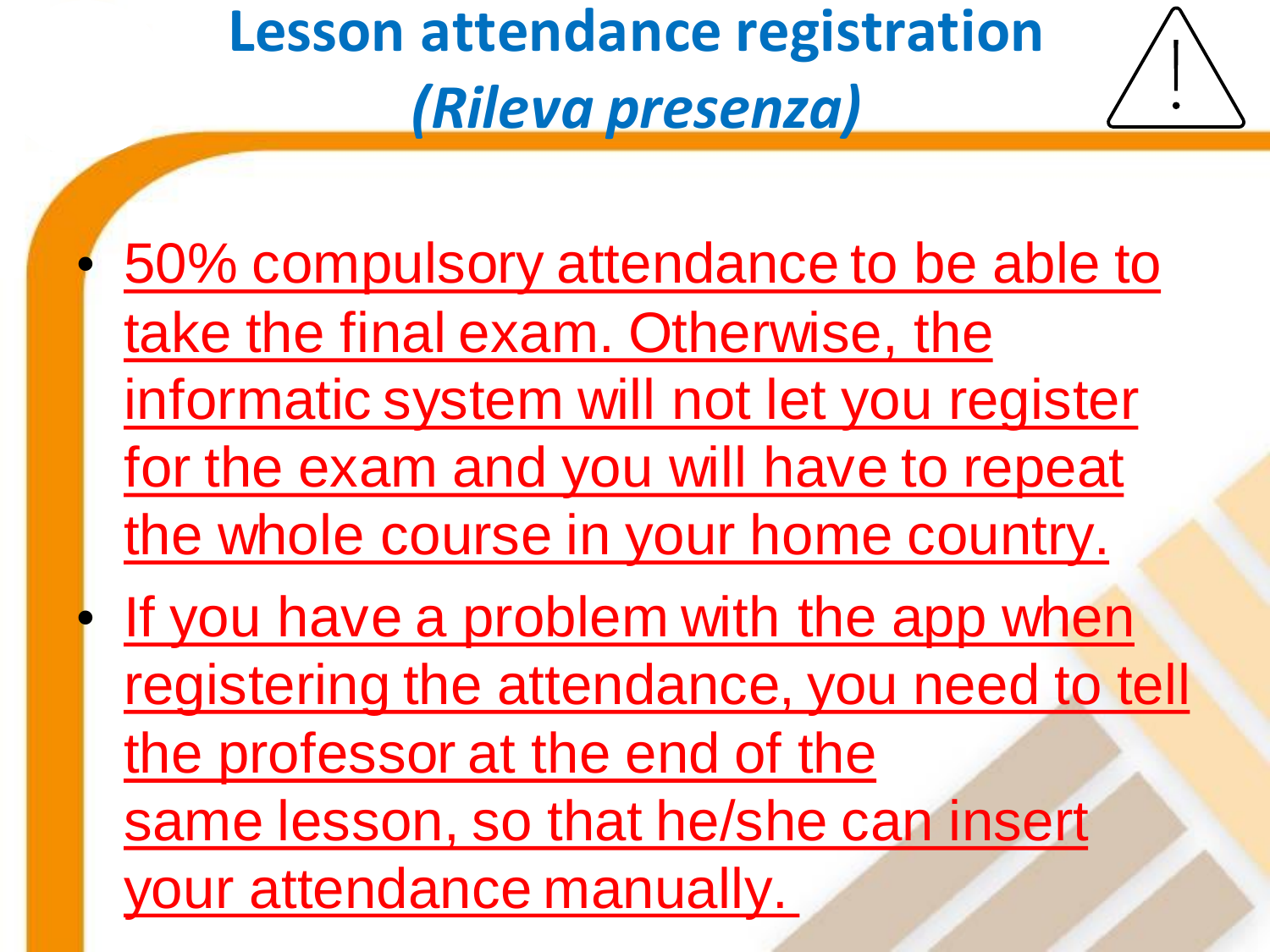# Lesson attendance registration *(Rileva presenza)*

- 50% compulsory attendance to be able to take the final exam. Otherwise, the informatic system will not let you register for the exam and you will have to repeat the whole course in your home country.
- If you have a problem with the app when registering the attendance, you need to tell the professor at the end of the same lesson, so that he/she can insert your attendance manually.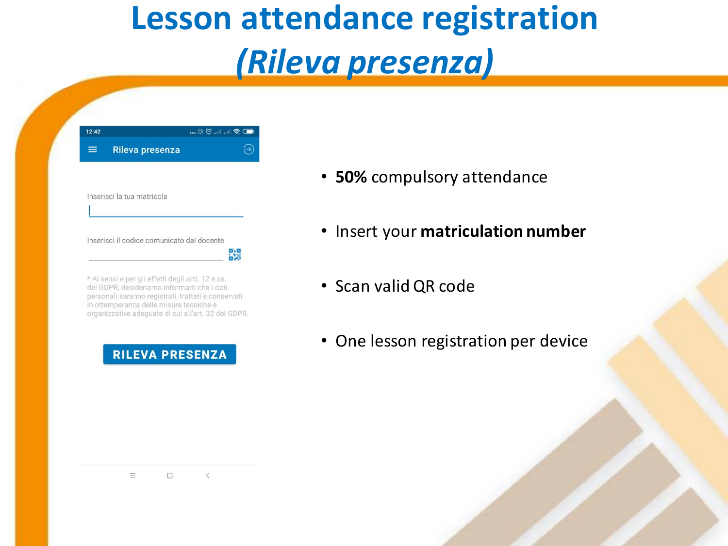# Lesson attendance registration *(Rileva presenza)*

Rileva presenza

Inserisci la tua matricola

Inserisci il codice comunicato dal docente

* Ai sensi e per gli effetti degli artt. 12 e ss. del GDPR, desideriamo informarti che i dati personali saranno registrati, trattati e conservati in ottemperanza delle misure tecniche e organizzative adeguate di cui all'art. 32 del GDPR.

RILEVA PRESENZA

- **50%** compulsory attendance
- Insert your **matriculation number**
- Scan valid QR code
- One lesson registration per device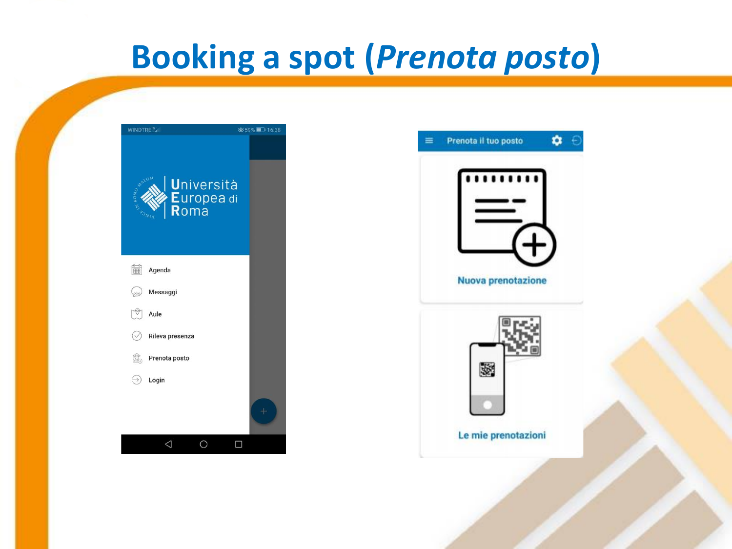# Booking a spot (*Prenota posto*)

Università Europea di Roma

- Agenda
- Messaggi
- Aule
- Rileva presenza
- Prenota posto
- Login

Prenota il tuo posto

Nuova prenotazione

Le mie prenotazioni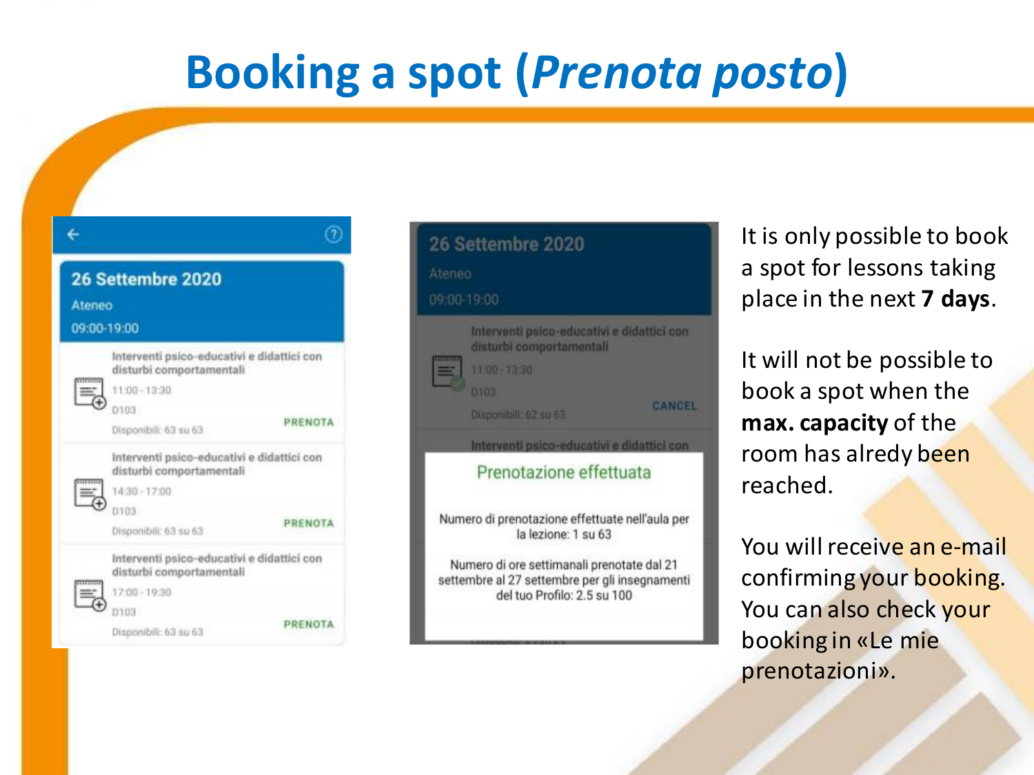# Booking a spot (*Prenota posto*)

26 Settembre 2020
Ateneo
09:00-19:00

Interventi psico-educativi e didattici con disturbi comportamentali
11:00 - 13:30
D103
Disponibili: 63 su 63
PRENOTA

Interventi psico-educativi e didattici con disturbi comportamentali
14:30 - 17:00
D103
Disponibili: 63 su 63
PRENOTA

Interventi psico-educativi e didattici con disturbi comportamentali
17:00 - 19:30
D103
Disponibili: 63 su 63
PRENOTA

26 Settembre 2020
Ateneo
09:00-19:00

Interventi psico-educativi e didattici con disturbi comportamentali
11:00 - 13:30
D103
Disponibili: 62 su 63
CANCEL

Prenotazione effettuata

Numero di prenotazione effettuate nell'aula per la lezione: 1 su 63

Numero di ore settimanali prenotate dal 21 settembre al 27 settembre per gli insegnamenti del tuo Profilo: 2.5 su 100

It is only possible to book a spot for lessons taking place in the next **7 days**.

It will not be possible to book a spot when the **max. capacity** of the room has alredy been reached.

You will receive an e-mail confirming your booking. You can also check your booking in «Le mie prenotazioni».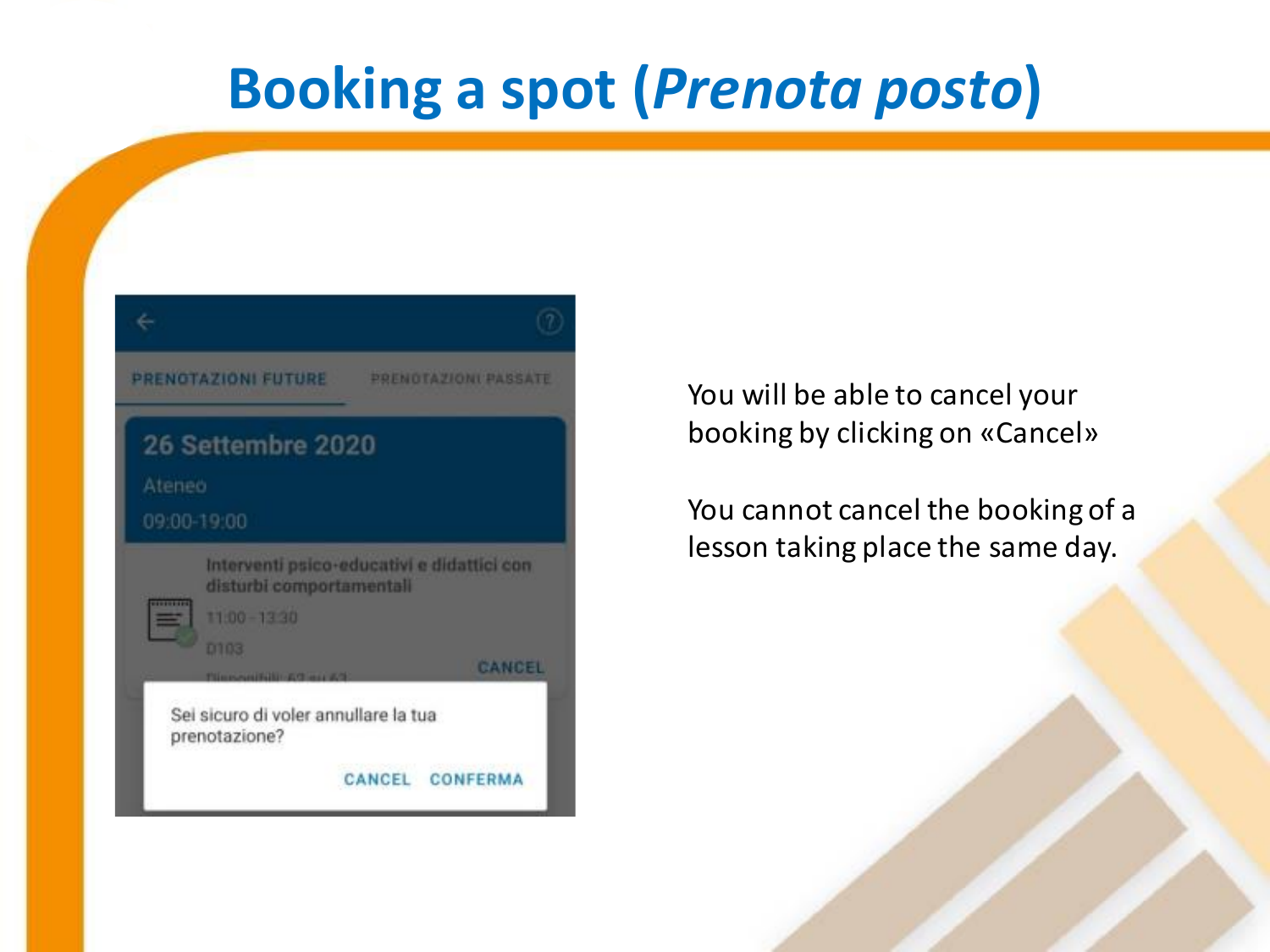# Booking a spot (*Prenota posto*)

PRENOTAZIONI FUTURE

PRENOTAZIONI PASSATE

26 Settembre 2020

Ateneo

09:00-19:00

Interventi psico-educativi e didattici con disturbi comportamentali

11:00 - 13:30

D103

CANCEL

Sei sicuro di voler annullare la tua prenotazione?

CANCEL CONFERMA

You will be able to cancel your booking by clicking on «Cancel»

You cannot cancel the booking of a lesson taking place the same day.